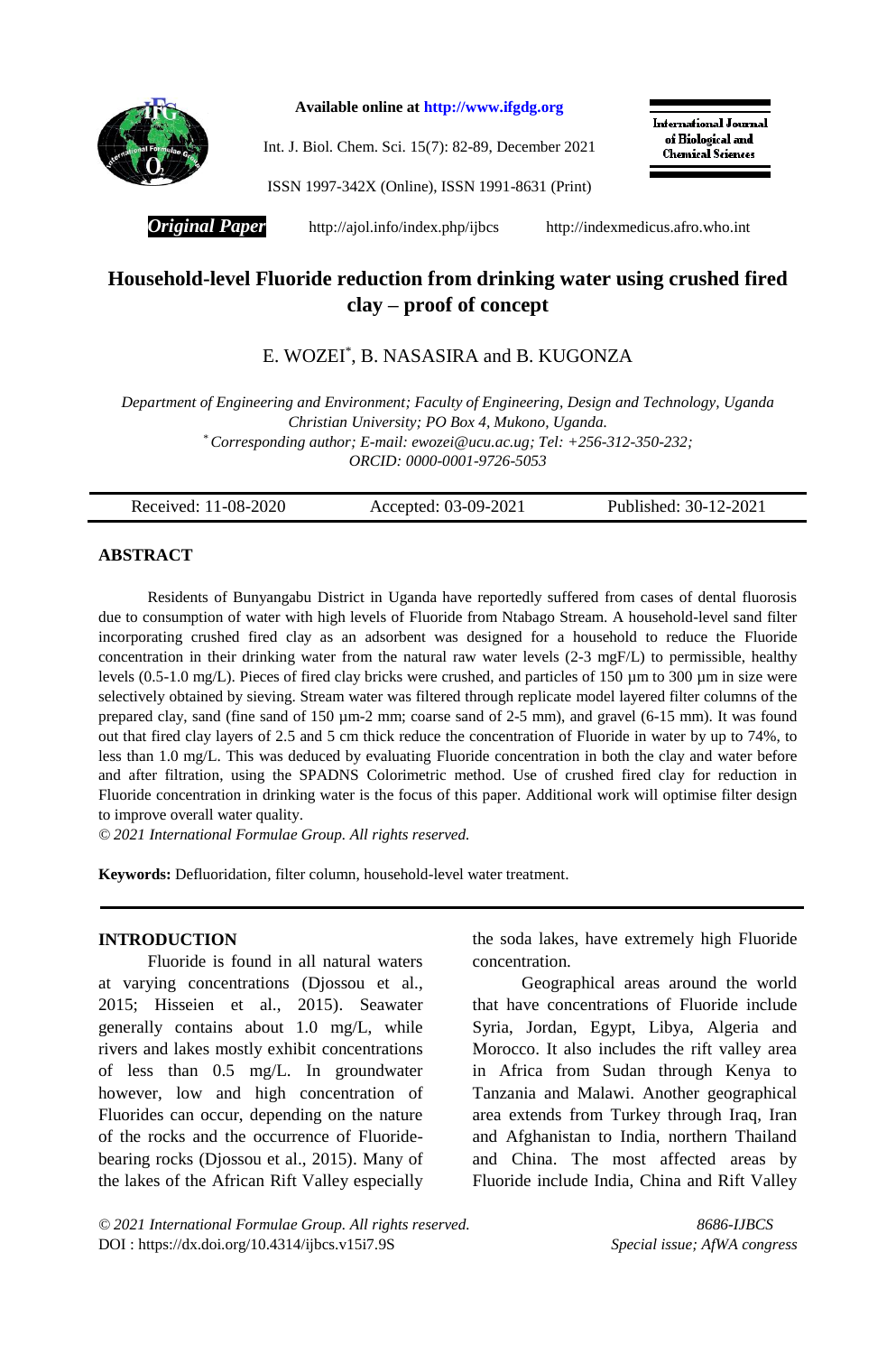Available online at http://www.ifgdg.org

Int. J. Biol. Chem. Sci. 15(7): 82-89, December 2021

ISSN 1997-342X (Online), ISSN 1991-8631 (Print)

International Journal of Biological and Chemical Sciences

***Original Paper*** http://ajol.info/index.php/ijbcs http://indexmedicus.afro.who.int

# Household-level Fluoride reduction from drinking water using crushed fired clay – proof of concept

E. WOZEI*, B. NASASIRA and B. KUGONZA

*Department of Engineering and Environment; Faculty of Engineering, Design and Technology, Uganda Christian University; PO Box 4, Mukono, Uganda.*

*\* Corresponding author; E-mail: ewozei@ucu.ac.ug; Tel: +256-312-350-232; ORCID: 0000-0001-9726-5053*

| Received: 11-08-2020 | Accepted: 03-09-2021 | Published: 30-12-2021 |
|---|---|---|

## ABSTRACT

Residents of Bunyangabu District in Uganda have reportedly suffered from cases of dental fluorosis due to consumption of water with high levels of Fluoride from Ntabago Stream. A household-level sand filter incorporating crushed fired clay as an adsorbent was designed for a household to reduce the Fluoride concentration in their drinking water from the natural raw water levels (2-3 mgF/L) to permissible, healthy levels (0.5-1.0 mg/L). Pieces of fired clay bricks were crushed, and particles of 150 µm to 300 µm in size were selectively obtained by sieving. Stream water was filtered through replicate model layered filter columns of the prepared clay, sand (fine sand of 150 µm-2 mm; coarse sand of 2-5 mm), and gravel (6-15 mm). It was found out that fired clay layers of 2.5 and 5 cm thick reduce the concentration of Fluoride in water by up to 74%, to less than 1.0 mg/L. This was deduced by evaluating Fluoride concentration in both the clay and water before and after filtration, using the SPADNS Colorimetric method. Use of crushed fired clay for reduction in Fluoride concentration in drinking water is the focus of this paper. Additional work will optimise filter design to improve overall water quality.

*© 2021 International Formulae Group. All rights reserved.*

**Keywords:** Defluoridation, filter column, household-level water treatment.

## INTRODUCTION

Fluoride is found in all natural waters at varying concentrations (Djossou et al., 2015; Hisseien et al., 2015). Seawater generally contains about 1.0 mg/L, while rivers and lakes mostly exhibit concentrations of less than 0.5 mg/L. In groundwater however, low and high concentration of Fluorides can occur, depending on the nature of the rocks and the occurrence of Fluoride-bearing rocks (Djossou et al., 2015). Many of the lakes of the African Rift Valley especially the soda lakes, have extremely high Fluoride concentration.

Geographical areas around the world that have concentrations of Fluoride include Syria, Jordan, Egypt, Libya, Algeria and Morocco. It also includes the rift valley area in Africa from Sudan through Kenya to Tanzania and Malawi. Another geographical area extends from Turkey through Iraq, Iran and Afghanistan to India, northern Thailand and China. The most affected areas by Fluoride include India, China and Rift Valley

*© 2021 International Formulae Group. All rights reserved.* 8686-IJBCS

DOI : https://dx.doi.org/10.4314/ijbcs.v15i7.9S *Special issue; AfWA congress*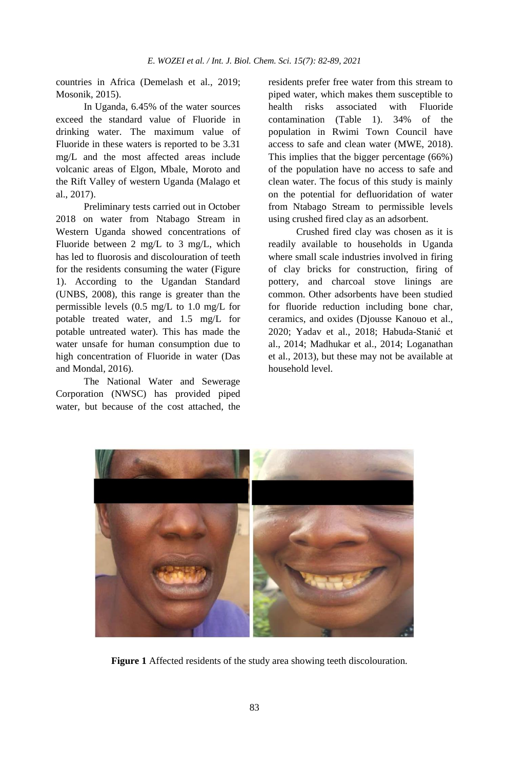countries in Africa (Demelash et al., 2019; Mosonik, 2015).

In Uganda, 6.45% of the water sources exceed the standard value of Fluoride in drinking water. The maximum value of Fluoride in these waters is reported to be 3.31 mg/L and the most affected areas include volcanic areas of Elgon, Mbale, Moroto and the Rift Valley of western Uganda (Malago et al., 2017).

Preliminary tests carried out in October 2018 on water from Ntabago Stream in Western Uganda showed concentrations of Fluoride between 2 mg/L to 3 mg/L, which has led to fluorosis and discolouration of teeth for the residents consuming the water (Figure 1). According to the Ugandan Standard (UNBS, 2008), this range is greater than the permissible levels (0.5 mg/L to 1.0 mg/L for potable treated water, and 1.5 mg/L for potable untreated water). This has made the water unsafe for human consumption due to high concentration of Fluoride in water (Das and Mondal, 2016).

The National Water and Sewerage Corporation (NWSC) has provided piped water, but because of the cost attached, the residents prefer free water from this stream to piped water, which makes them susceptible to health risks associated with Fluoride contamination (Table 1). 34% of the population in Rwimi Town Council have access to safe and clean water (MWE, 2018). This implies that the bigger percentage (66%) of the population have no access to safe and clean water. The focus of this study is mainly on the potential for defluoridation of water from Ntabago Stream to permissible levels using crushed fired clay as an adsorbent.

Crushed fired clay was chosen as it is readily available to households in Uganda where small scale industries involved in firing of clay bricks for construction, firing of pottery, and charcoal stove linings are common. Other adsorbents have been studied for fluoride reduction including bone char, ceramics, and oxides (Djousse Kanouo et al., 2020; Yadav et al., 2018; Habuda-Stanić et al., 2014; Madhukar et al., 2014; Loganathan et al., 2013), but these may not be available at household level.

**Figure 1** Affected residents of the study area showing teeth discolouration.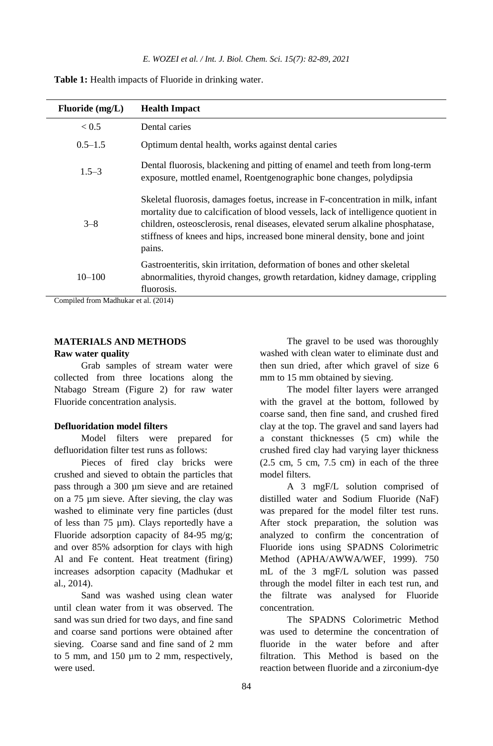**Table 1:** Health impacts of Fluoride in drinking water.

| Fluoride (mg/L) | Health Impact |
|---|---|
| < 0.5 | Dental caries |
| 0.5–1.5 | Optimum dental health, works against dental caries |
| 1.5–3 | Dental fluorosis, blackening and pitting of enamel and teeth from long-term exposure, mottled enamel, Roentgenographic bone changes, polydipsia |
| 3–8 | Skeletal fluorosis, damages foetus, increase in F-concentration in milk, infant mortality due to calcification of blood vessels, lack of intelligence quotient in children, osteosclerosis, renal diseases, elevated serum alkaline phosphatase, stiffness of knees and hips, increased bone mineral density, bone and joint pains. |
| 10–100 | Gastroenteritis, skin irritation, deformation of bones and other skeletal abnormalities, thyroid changes, growth retardation, kidney damage, crippling fluorosis. |

Compiled from Madhukar et al. (2014)

## MATERIALS AND METHODS

### Raw water quality

Grab samples of stream water were collected from three locations along the Ntabago Stream (Figure 2) for raw water Fluoride concentration analysis.

### Defluoridation model filters

Model filters were prepared for defluoridation filter test runs as follows:

Pieces of fired clay bricks were crushed and sieved to obtain the particles that pass through a 300 µm sieve and are retained on a 75 µm sieve. After sieving, the clay was washed to eliminate very fine particles (dust of less than 75 µm). Clays reportedly have a Fluoride adsorption capacity of 84-95 mg/g; and over 85% adsorption for clays with high Al and Fe content. Heat treatment (firing) increases adsorption capacity (Madhukar et al., 2014).

Sand was washed using clean water until clean water from it was observed. The sand was sun dried for two days, and fine sand and coarse sand portions were obtained after sieving. Coarse sand and fine sand of 2 mm to 5 mm, and 150 µm to 2 mm, respectively, were used.

The gravel to be used was thoroughly washed with clean water to eliminate dust and then sun dried, after which gravel of size 6 mm to 15 mm obtained by sieving.

The model filter layers were arranged with the gravel at the bottom, followed by coarse sand, then fine sand, and crushed fired clay at the top. The gravel and sand layers had a constant thicknesses (5 cm) while the crushed fired clay had varying layer thickness (2.5 cm, 5 cm, 7.5 cm) in each of the three model filters.

A 3 mgF/L solution comprised of distilled water and Sodium Fluoride (NaF) was prepared for the model filter test runs. After stock preparation, the solution was analyzed to confirm the concentration of Fluoride ions using SPADNS Colorimetric Method (APHA/AWWA/WEF, 1999). 750 mL of the 3 mgF/L solution was passed through the model filter in each test run, and the filtrate was analysed for Fluoride concentration.

The SPADNS Colorimetric Method was used to determine the concentration of fluoride in the water before and after filtration. This Method is based on the reaction between fluoride and a zirconium-dye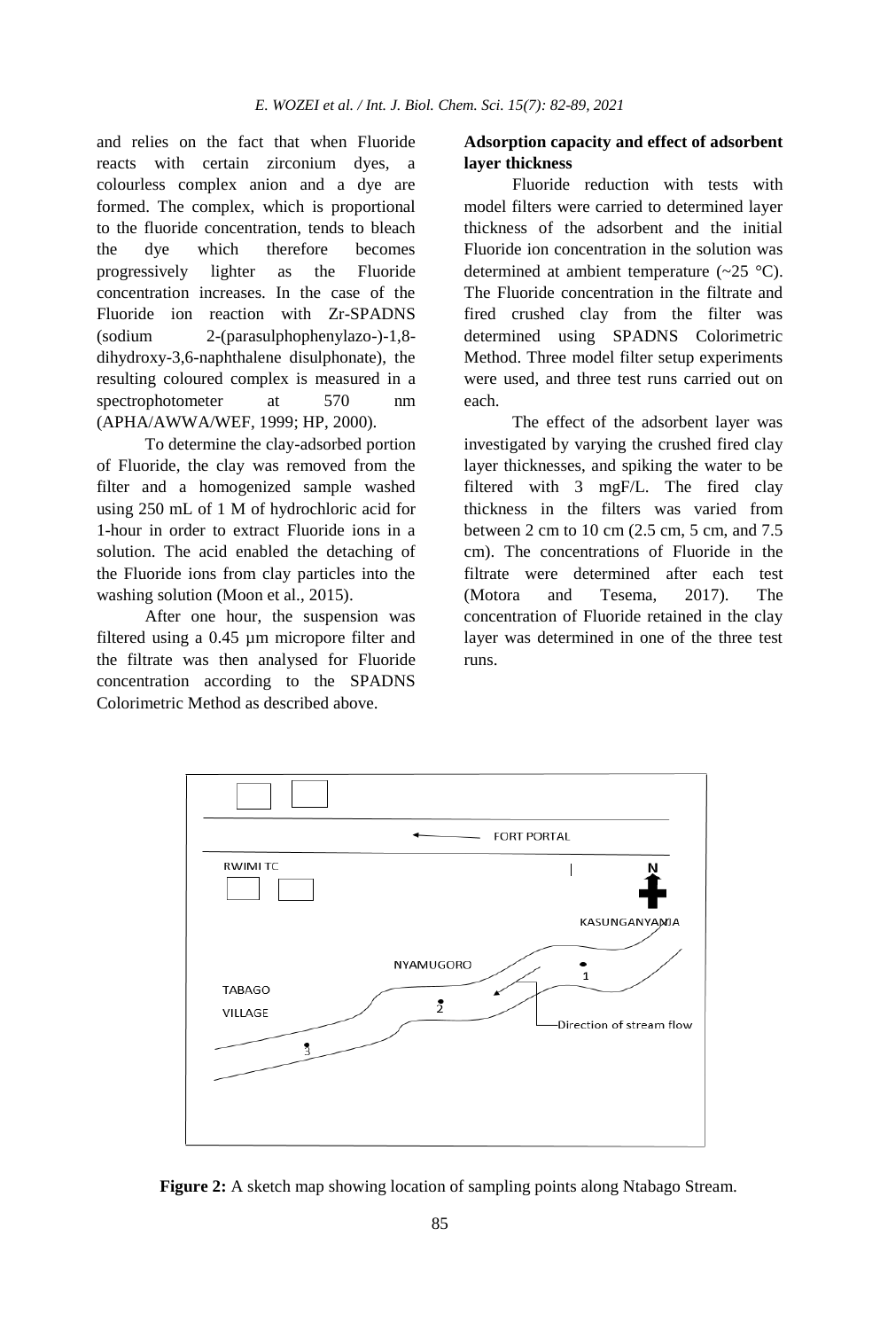and relies on the fact that when Fluoride reacts with certain zirconium dyes, a colourless complex anion and a dye are formed. The complex, which is proportional to the fluoride concentration, tends to bleach the dye which therefore becomes progressively lighter as the Fluoride concentration increases. In the case of the Fluoride ion reaction with Zr-SPADNS (sodium 2-(parasulphophenylazo-)-1,8-dihydroxy-3,6-naphthalene disulphonate), the resulting coloured complex is measured in a spectrophotometer at 570 nm (APHA/AWWA/WEF, 1999; HP, 2000).

To determine the clay-adsorbed portion of Fluoride, the clay was removed from the filter and a homogenized sample washed using 250 mL of 1 M of hydrochloric acid for 1-hour in order to extract Fluoride ions in a solution. The acid enabled the detaching of the Fluoride ions from clay particles into the washing solution (Moon et al., 2015).

After one hour, the suspension was filtered using a 0.45 µm micropore filter and the filtrate was then analysed for Fluoride concentration according to the SPADNS Colorimetric Method as described above.

**Adsorption capacity and effect of adsorbent layer thickness**

Fluoride reduction with tests with model filters were carried to determined layer thickness of the adsorbent and the initial Fluoride ion concentration in the solution was determined at ambient temperature (~25 °C). The Fluoride concentration in the filtrate and fired crushed clay from the filter was determined using SPADNS Colorimetric Method. Three model filter setup experiments were used, and three test runs carried out on each.

The effect of the adsorbent layer was investigated by varying the crushed fired clay layer thicknesses, and spiking the water to be filtered with 3 mgF/L. The fired clay thickness in the filters was varied from between 2 cm to 10 cm (2.5 cm, 5 cm, and 7.5 cm). The concentrations of Fluoride in the filtrate were determined after each test (Motora and Tesema, 2017). The concentration of Fluoride retained in the clay layer was determined in one of the three test runs.

**Figure 2:** A sketch map showing location of sampling points along Ntabago Stream.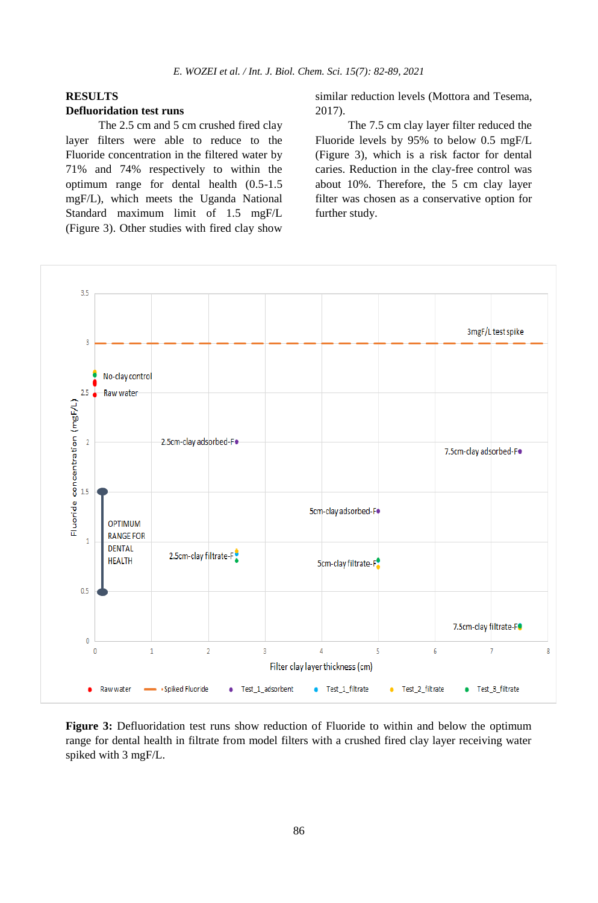## RESULTS

### Defluoridation test runs

The 2.5 cm and 5 cm crushed fired clay layer filters were able to reduce to the Fluoride concentration in the filtered water by 71% and 74% respectively to within the optimum range for dental health (0.5-1.5 mgF/L), which meets the Uganda National Standard maximum limit of 1.5 mgF/L (Figure 3). Other studies with fired clay show similar reduction levels (Mottora and Tesema, 2017).

The 7.5 cm clay layer filter reduced the Fluoride levels by 95% to below 0.5 mgF/L (Figure 3), which is a risk factor for dental caries. Reduction in the clay-free control was about 10%. Therefore, the 5 cm clay layer filter was chosen as a conservative option for further study.

**Figure 3:** Defluoridation test runs show reduction of Fluoride to within and below the optimum range for dental health in filtrate from model filters with a crushed fired clay layer receiving water spiked with 3 mgF/L.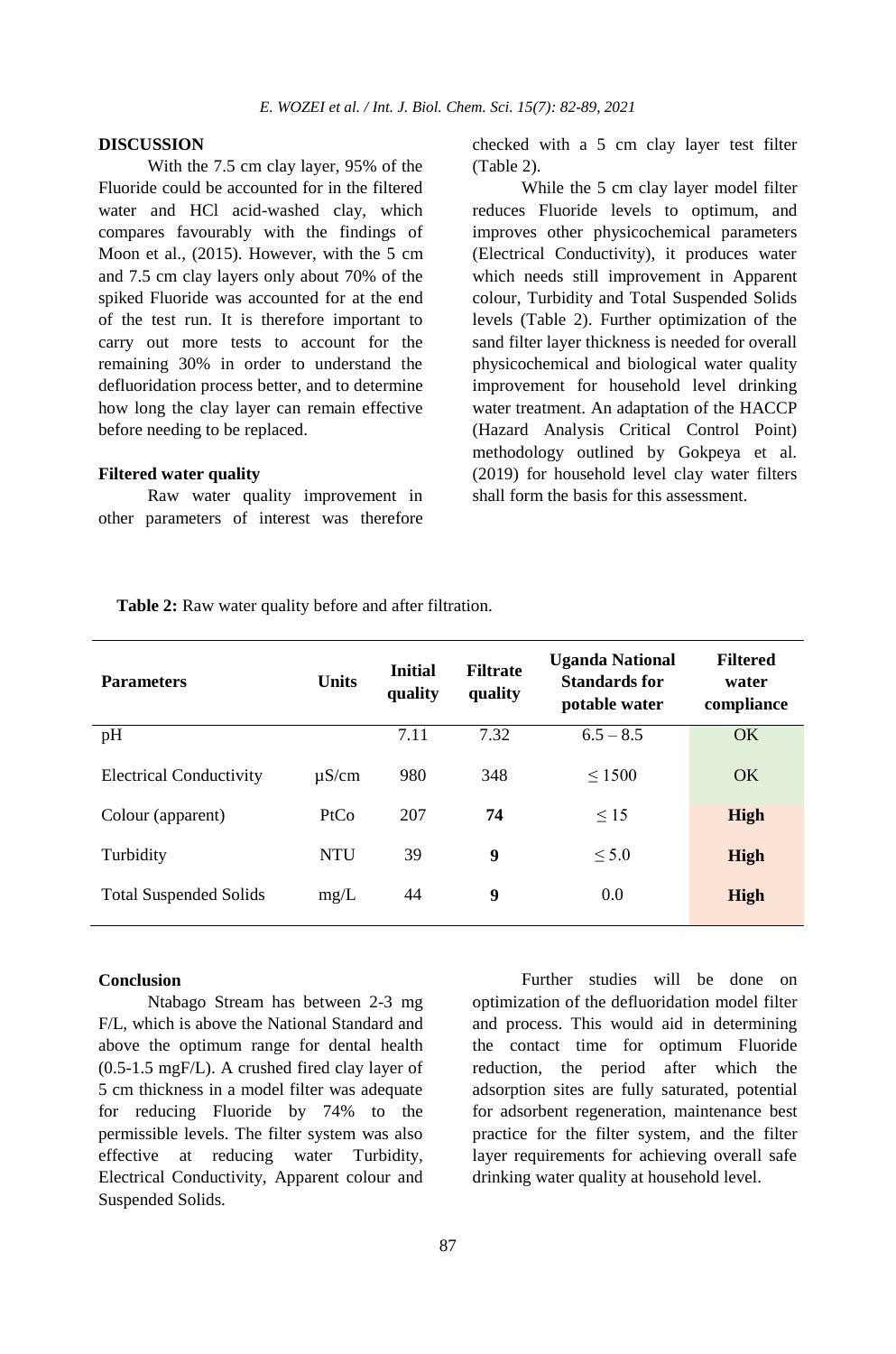## DISCUSSION

With the 7.5 cm clay layer, 95% of the Fluoride could be accounted for in the filtered water and HCl acid-washed clay, which compares favourably with the findings of Moon et al., (2015). However, with the 5 cm and 7.5 cm clay layers only about 70% of the spiked Fluoride was accounted for at the end of the test run. It is therefore important to carry out more tests to account for the remaining 30% in order to understand the defluoridation process better, and to determine how long the clay layer can remain effective before needing to be replaced.

### Filtered water quality

Raw water quality improvement in other parameters of interest was therefore checked with a 5 cm clay layer test filter (Table 2).

While the 5 cm clay layer model filter reduces Fluoride levels to optimum, and improves other physicochemical parameters (Electrical Conductivity), it produces water which needs still improvement in Apparent colour, Turbidity and Total Suspended Solids levels (Table 2). Further optimization of the sand filter layer thickness is needed for overall physicochemical and biological water quality improvement for household level drinking water treatment. An adaptation of the HACCP (Hazard Analysis Critical Control Point) methodology outlined by Gokpeya et al. (2019) for household level clay water filters shall form the basis for this assessment.

**Table 2:** Raw water quality before and after filtration.

| Parameters | Units | Initial quality | Filtrate quality | Uganda National Standards for potable water | Filtered water compliance |
|---|---|---|---|---|---|
| pH | | 7.11 | 7.32 | 6.5 – 8.5 | OK |
| Electrical Conductivity | µS/cm | 980 | 348 | ≤ 1500 | OK |
| Colour (apparent) | PtCo | 207 | **74** | ≤ 15 | **High** |
| Turbidity | NTU | 39 | **9** | ≤ 5.0 | **High** |
| Total Suspended Solids | mg/L | 44 | **9** | 0.0 | **High** |

## Conclusion

Ntabago Stream has between 2-3 mg F/L, which is above the National Standard and above the optimum range for dental health (0.5-1.5 mgF/L). A crushed fired clay layer of 5 cm thickness in a model filter was adequate for reducing Fluoride by 74% to the permissible levels. The filter system was also effective at reducing water Turbidity, Electrical Conductivity, Apparent colour and Suspended Solids.

Further studies will be done on optimization of the defluoridation model filter and process. This would aid in determining the contact time for optimum Fluoride reduction, the period after which the adsorption sites are fully saturated, potential for adsorbent regeneration, maintenance best practice for the filter system, and the filter layer requirements for achieving overall safe drinking water quality at household level.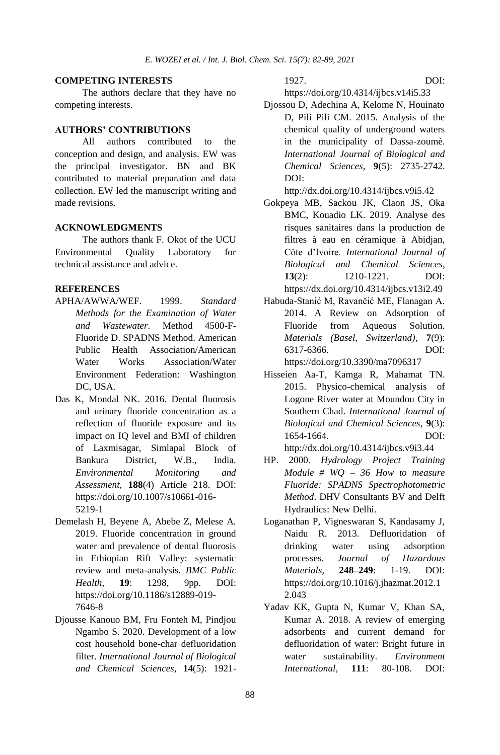## COMPETING INTERESTS

The authors declare that they have no competing interests.

## AUTHORS' CONTRIBUTIONS

All authors contributed to the conception and design, and analysis. EW was the principal investigator. BN and BK contributed to material preparation and data collection. EW led the manuscript writing and made revisions.

## ACKNOWLEDGMENTS

The authors thank F. Okot of the UCU Environmental Quality Laboratory for technical assistance and advice.

## REFERENCES

APHA/AWWA/WEF. 1999. *Standard Methods for the Examination of Water and Wastewater*. Method 4500-F-Fluoride D. SPADNS Method. American Public Health Association/American Water Works Association/Water Environment Federation: Washington DC, USA.

Das K, Mondal NK. 2016. Dental fluorosis and urinary fluoride concentration as a reflection of fluoride exposure and its impact on IQ level and BMI of children of Laxmisagar, Simlapal Block of Bankura District, W.B., India. *Environmental Monitoring and Assessment*, **188**(4) Article 218. DOI: https://doi.org/10.1007/s10661-016-5219-1

Demelash H, Beyene A, Abebe Z, Melese A. 2019. Fluoride concentration in ground water and prevalence of dental fluorosis in Ethiopian Rift Valley: systematic review and meta-analysis. *BMC Public Health*, **19**: 1298, 9pp. DOI: https://doi.org/10.1186/s12889-019-7646-8

Djousse Kanouo BM, Fru Fonteh M, Pindjou Ngambo S. 2020. Development of a low cost household bone-char defluoridation filter. *International Journal of Biological and Chemical Sciences*, **14**(5): 1921-1927. DOI: https://doi.org/10.4314/ijbcs.v14i5.33

Djossou D, Adechina A, Kelome N, Houinato D, Pili Pili CM. 2015. Analysis of the chemical quality of underground waters in the municipality of Dassa-zoumè. *International Journal of Biological and Chemical Sciences*, **9**(5): 2735-2742. DOI: http://dx.doi.org/10.4314/ijbcs.v9i5.42

Gokpeya MB, Sackou JK, Claon JS, Oka BMC, Kouadio LK. 2019. Analyse des risques sanitaires dans la production de filtres à eau en céramique à Abidjan, Côte d'Ivoire. *International Journal of Biological and Chemical Sciences*, **13**(2): 1210-1221. DOI: https://dx.doi.org/10.4314/ijbcs.v13i2.49

Habuda-Stanić M, Ravančić ME, Flanagan A. 2014. A Review on Adsorption of Fluoride from Aqueous Solution. *Materials (Basel, Switzerland)*, **7**(9): 6317-6366. DOI: https://doi.org/10.3390/ma7096317

Hisseien Aa-T, Kamga R, Mahamat TN. 2015. Physico-chemical analysis of Logone River water at Moundou City in Southern Chad. *International Journal of Biological and Chemical Sciences*, **9**(3): 1654-1664. DOI: http://dx.doi.org/10.4314/ijbcs.v9i3.44

HP. 2000. *Hydrology Project Training Module # WQ – 36 How to measure Fluoride: SPADNS Spectrophotometric Method*. DHV Consultants BV and Delft Hydraulics: New Delhi.

Loganathan P, Vigneswaran S, Kandasamy J, Naidu R. 2013. Defluoridation of drinking water using adsorption processes. *Journal of Hazardous Materials*, **248–249**: 1-19. DOI: https://doi.org/10.1016/j.jhazmat.2012.12.043

Yadav KK, Gupta N, Kumar V, Khan SA, Kumar A. 2018. A review of emerging adsorbents and current demand for defluoridation of water: Bright future in water sustainability. *Environment International*, **111**: 80-108. DOI: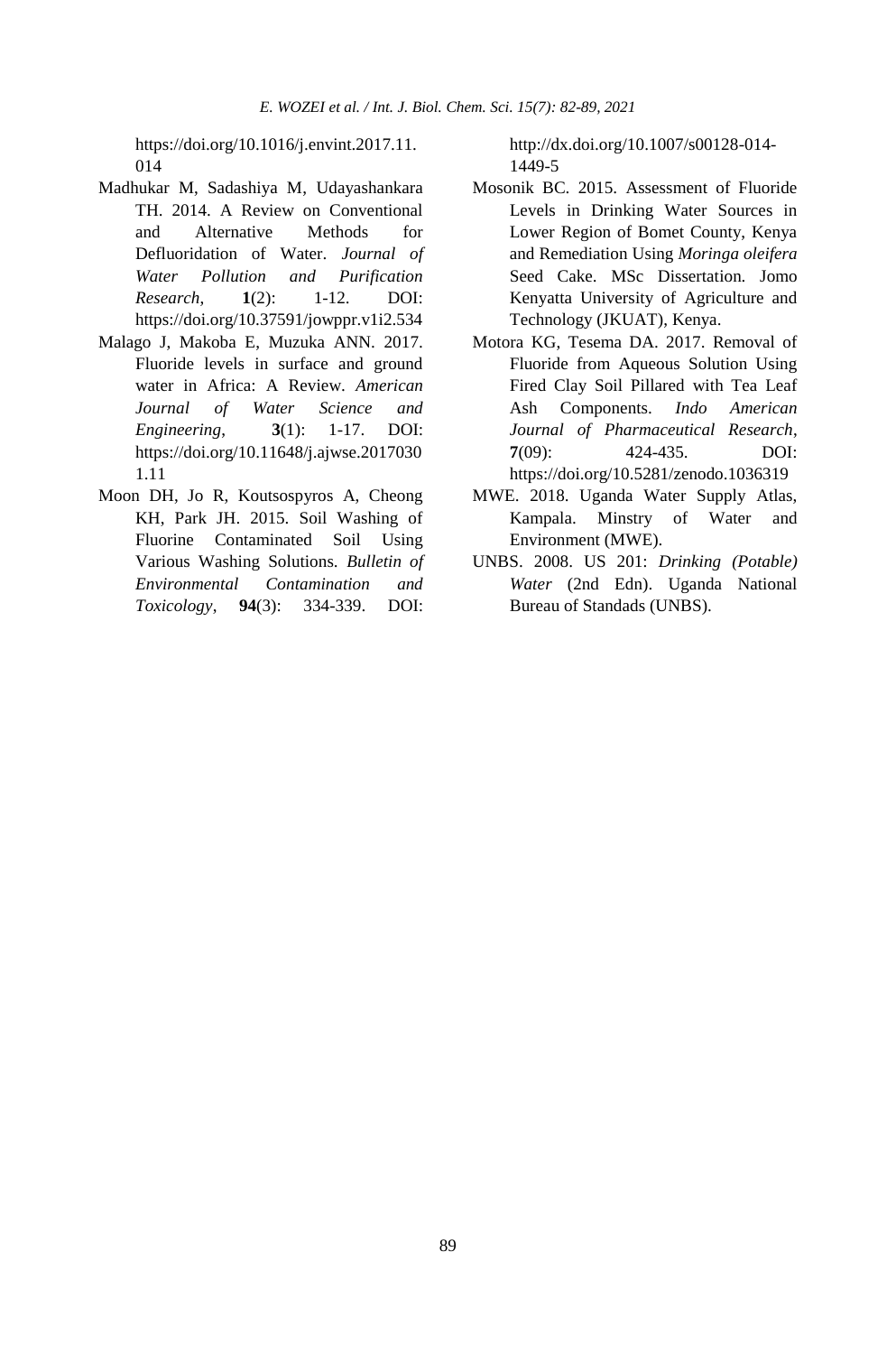https://doi.org/10.1016/j.envint.2017.11.014

Madhukar M, Sadashiya M, Udayashankara TH. 2014. A Review on Conventional and Alternative Methods for Defluoridation of Water. *Journal of Water Pollution and Purification Research*, **1**(2): 1-12. DOI: https://doi.org/10.37591/jowppr.v1i2.534

Malago J, Makoba E, Muzuka ANN. 2017. Fluoride levels in surface and ground water in Africa: A Review. *American Journal of Water Science and Engineering*, **3**(1): 1-17. DOI: https://doi.org/10.11648/j.ajwse.20170301.11

Moon DH, Jo R, Koutsospyros A, Cheong KH, Park JH. 2015. Soil Washing of Fluorine Contaminated Soil Using Various Washing Solutions. *Bulletin of Environmental Contamination and Toxicology*, **94**(3): 334-339. DOI: http://dx.doi.org/10.1007/s00128-014-1449-5

Mosonik BC. 2015. Assessment of Fluoride Levels in Drinking Water Sources in Lower Region of Bomet County, Kenya and Remediation Using *Moringa oleifera* Seed Cake. MSc Dissertation. Jomo Kenyatta University of Agriculture and Technology (JKUAT), Kenya.

Motora KG, Tesema DA. 2017. Removal of Fluoride from Aqueous Solution Using Fired Clay Soil Pillared with Tea Leaf Ash Components. *Indo American Journal of Pharmaceutical Research*, **7**(09): 424-435. DOI: https://doi.org/10.5281/zenodo.1036319

MWE. 2018. Uganda Water Supply Atlas, Kampala. Minstry of Water and Environment (MWE).

UNBS. 2008. US 201: *Drinking (Potable) Water* (2nd Edn). Uganda National Bureau of Standads (UNBS).